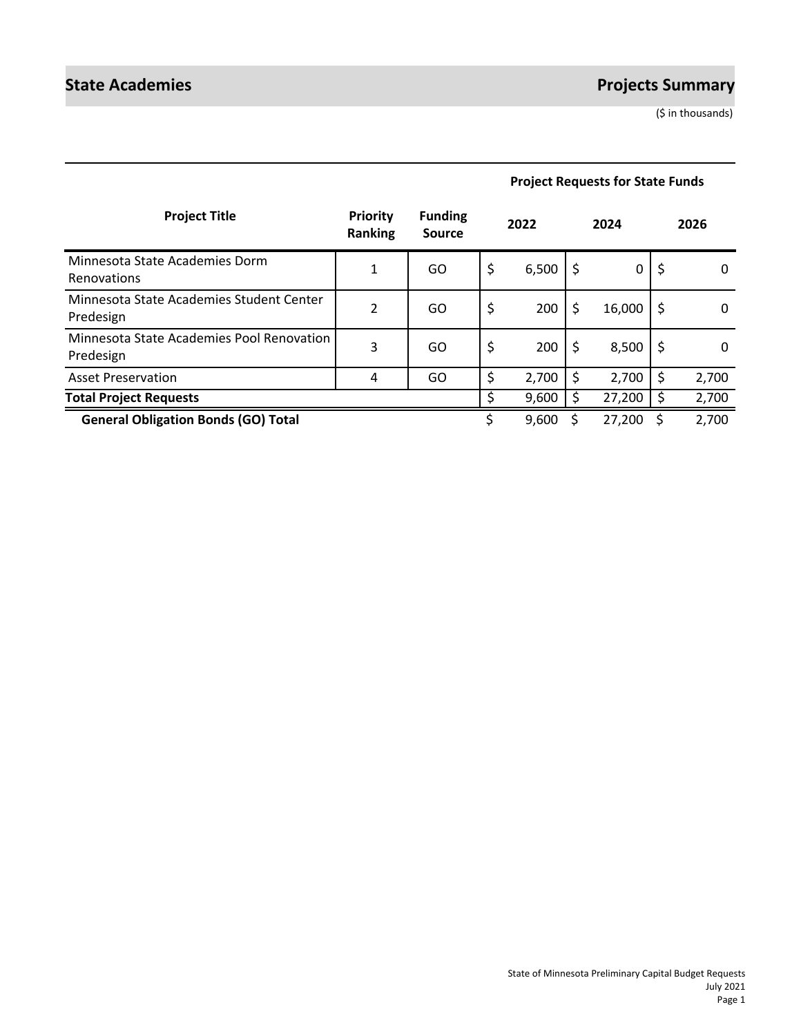# State Academies

## Projects Summary

($ in thousands)

| Project Title | Priority Ranking | Funding Source | Project Requests for State Funds 2022 | 2024 | 2026 |
|---|---|---|---|---|---|
| Minnesota State Academies Dorm Renovations | 1 | GO | $ 6,500 | $ 0 | $ 0 |
| Minnesota State Academies Student Center Predesign | 2 | GO | $ 200 | $ 16,000 | $ 0 |
| Minnesota State Academies Pool Renovation Predesign | 3 | GO | $ 200 | $ 8,500 | $ 0 |
| Asset Preservation | 4 | GO | $ 2,700 | $ 2,700 | $ 2,700 |
| **Total Project Requests** | | | $ 9,600 | $ 27,200 | $ 2,700 |
| **General Obligation Bonds (GO) Total** | | | $ 9,600 | $ 27,200 | $ 2,700 |

State of Minnesota Preliminary Capital Budget Requests
July 2021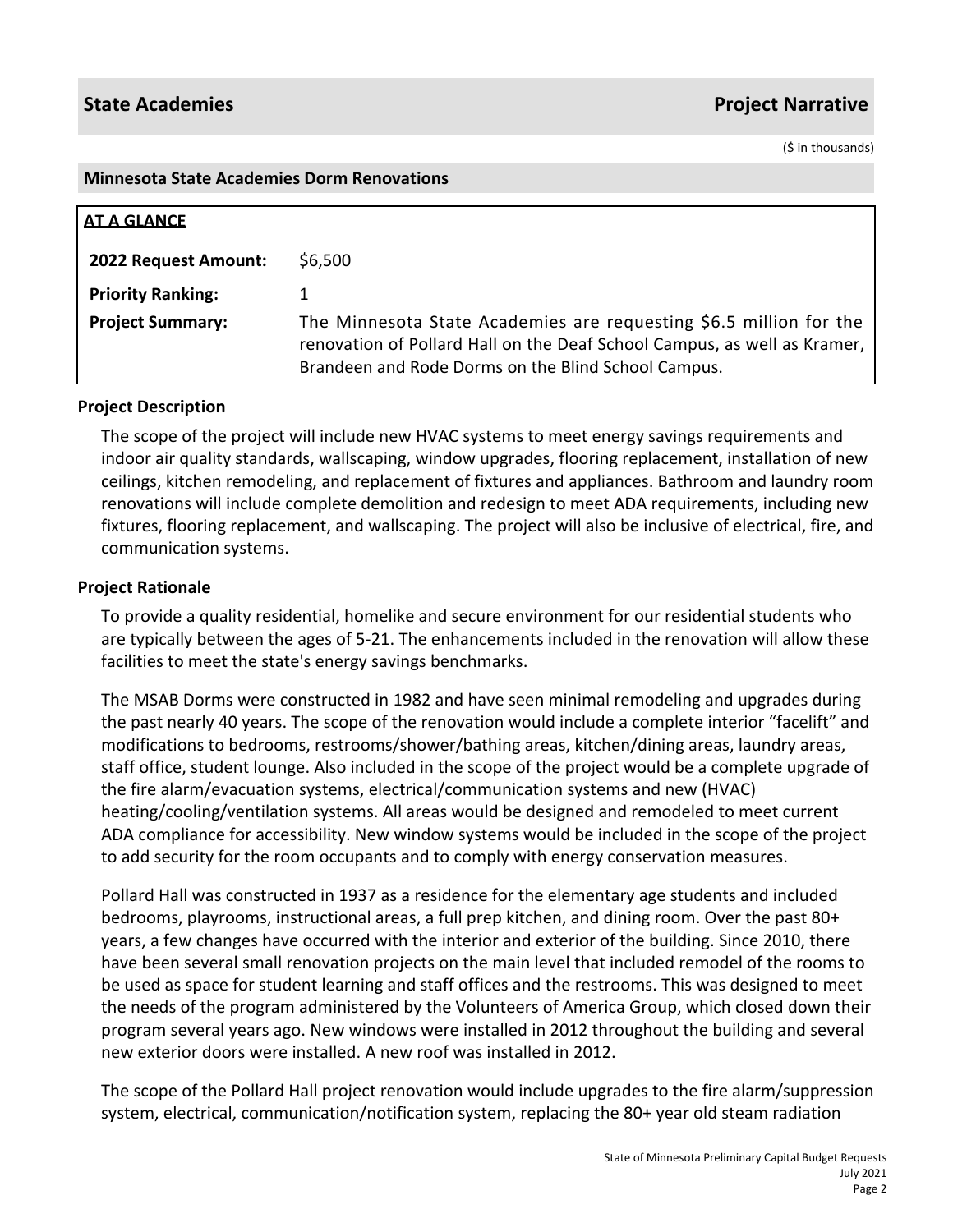## State Academies

## Project Narrative

($ in thousands)

### Minnesota State Academies Dorm Renovations

**AT A GLANCE**

| | |
|---|---|
| **2022 Request Amount:** | $6,500 |
| **Priority Ranking:** | 1 |
| **Project Summary:** | The Minnesota State Academies are requesting $6.5 million for the renovation of Pollard Hall on the Deaf School Campus, as well as Kramer, Brandeen and Rode Dorms on the Blind School Campus. |

### Project Description

The scope of the project will include new HVAC systems to meet energy savings requirements and indoor air quality standards, wallscaping, window upgrades, flooring replacement, installation of new ceilings, kitchen remodeling, and replacement of fixtures and appliances. Bathroom and laundry room renovations will include complete demolition and redesign to meet ADA requirements, including new fixtures, flooring replacement, and wallscaping. The project will also be inclusive of electrical, fire, and communication systems.

### Project Rationale

To provide a quality residential, homelike and secure environment for our residential students who are typically between the ages of 5-21. The enhancements included in the renovation will allow these facilities to meet the state's energy savings benchmarks.

The MSAB Dorms were constructed in 1982 and have seen minimal remodeling and upgrades during the past nearly 40 years. The scope of the renovation would include a complete interior "facelift" and modifications to bedrooms, restrooms/shower/bathing areas, kitchen/dining areas, laundry areas, staff office, student lounge. Also included in the scope of the project would be a complete upgrade of the fire alarm/evacuation systems, electrical/communication systems and new (HVAC) heating/cooling/ventilation systems. All areas would be designed and remodeled to meet current ADA compliance for accessibility. New window systems would be included in the scope of the project to add security for the room occupants and to comply with energy conservation measures.

Pollard Hall was constructed in 1937 as a residence for the elementary age students and included bedrooms, playrooms, instructional areas, a full prep kitchen, and dining room. Over the past 80+ years, a few changes have occurred with the interior and exterior of the building. Since 2010, there have been several small renovation projects on the main level that included remodel of the rooms to be used as space for student learning and staff offices and the restrooms. This was designed to meet the needs of the program administered by the Volunteers of America Group, which closed down their program several years ago. New windows were installed in 2012 throughout the building and several new exterior doors were installed. A new roof was installed in 2012.

The scope of the Pollard Hall project renovation would include upgrades to the fire alarm/suppression system, electrical, communication/notification system, replacing the 80+ year old steam radiation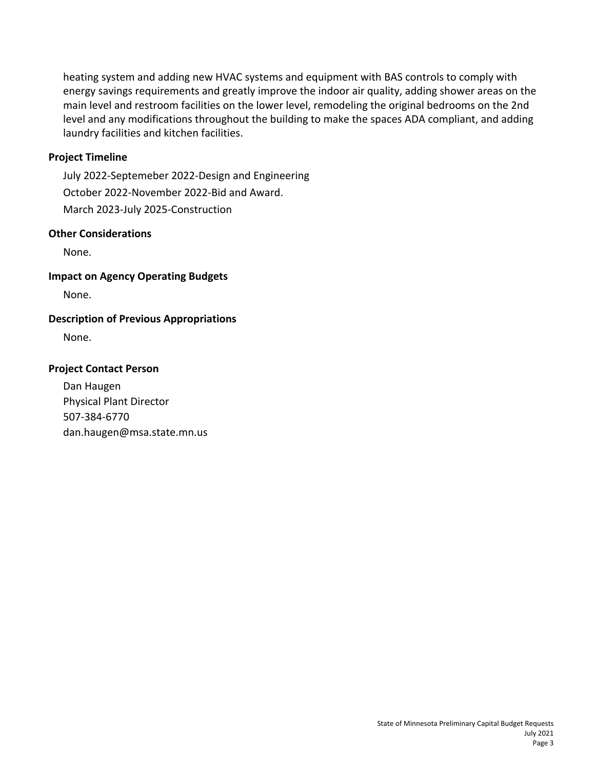heating system and adding new HVAC systems and equipment with BAS controls to comply with energy savings requirements and greatly improve the indoor air quality, adding shower areas on the main level and restroom facilities on the lower level, remodeling the original bedrooms on the 2nd level and any modifications throughout the building to make the spaces ADA compliant, and adding laundry facilities and kitchen facilities.

### Project Timeline

July 2022-Septemeber 2022-Design and Engineering

October 2022-November 2022-Bid and Award.

March 2023-July 2025-Construction

### Other Considerations

None.

### Impact on Agency Operating Budgets

None.

### Description of Previous Appropriations

None.

### Project Contact Person

Dan Haugen
Physical Plant Director
507-384-6770
dan.haugen@msa.state.mn.us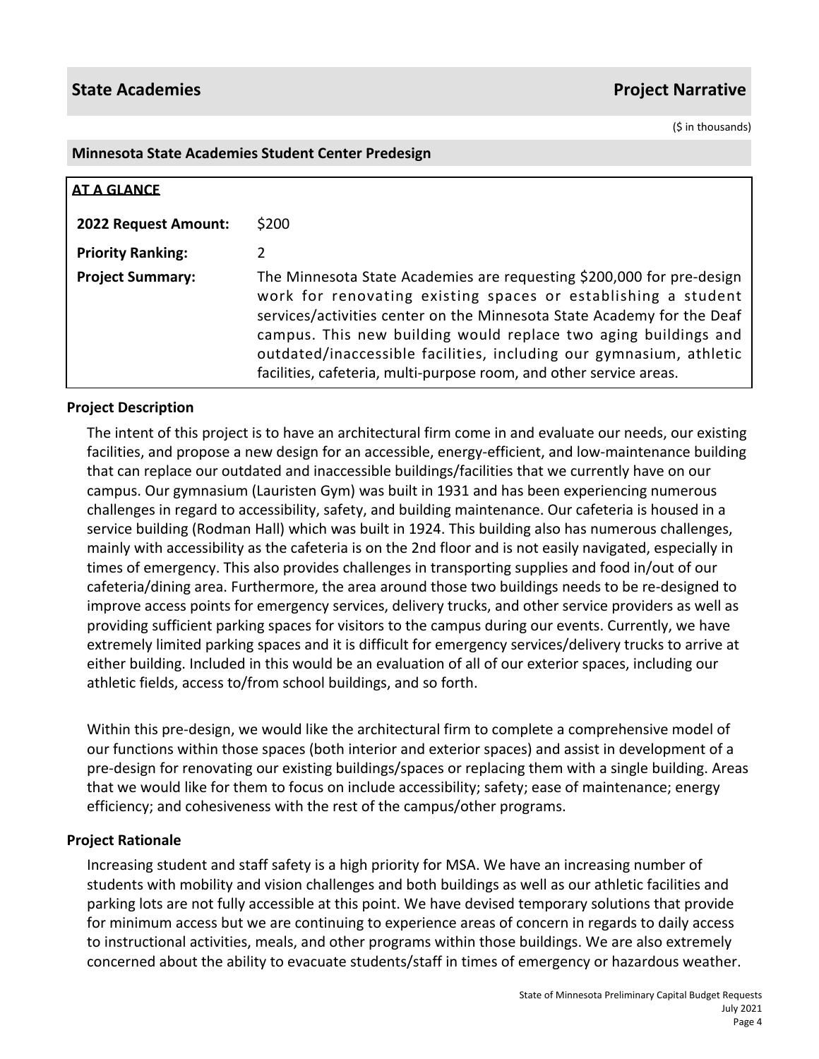## State Academies — Project Narrative

($ in thousands)

### Minnesota State Academies Student Center Predesign

**AT A GLANCE**

| | |
|---|---|
| **2022 Request Amount:** | $200 |
| **Priority Ranking:** | 2 |
| **Project Summary:** | The Minnesota State Academies are requesting $200,000 for pre-design work for renovating existing spaces or establishing a student services/activities center on the Minnesota State Academy for the Deaf campus. This new building would replace two aging buildings and outdated/inaccessible facilities, including our gymnasium, athletic facilities, cafeteria, multi-purpose room, and other service areas. |

#### Project Description

The intent of this project is to have an architectural firm come in and evaluate our needs, our existing facilities, and propose a new design for an accessible, energy-efficient, and low-maintenance building that can replace our outdated and inaccessible buildings/facilities that we currently have on our campus. Our gymnasium (Lauristen Gym) was built in 1931 and has been experiencing numerous challenges in regard to accessibility, safety, and building maintenance. Our cafeteria is housed in a service building (Rodman Hall) which was built in 1924. This building also has numerous challenges, mainly with accessibility as the cafeteria is on the 2nd floor and is not easily navigated, especially in times of emergency. This also provides challenges in transporting supplies and food in/out of our cafeteria/dining area. Furthermore, the area around those two buildings needs to be re-designed to improve access points for emergency services, delivery trucks, and other service providers as well as providing sufficient parking spaces for visitors to the campus during our events. Currently, we have extremely limited parking spaces and it is difficult for emergency services/delivery trucks to arrive at either building. Included in this would be an evaluation of all of our exterior spaces, including our athletic fields, access to/from school buildings, and so forth.

Within this pre-design, we would like the architectural firm to complete a comprehensive model of our functions within those spaces (both interior and exterior spaces) and assist in development of a pre-design for renovating our existing buildings/spaces or replacing them with a single building. Areas that we would like for them to focus on include accessibility; safety; ease of maintenance; energy efficiency; and cohesiveness with the rest of the campus/other programs.

#### Project Rationale

Increasing student and staff safety is a high priority for MSA. We have an increasing number of students with mobility and vision challenges and both buildings as well as our athletic facilities and parking lots are not fully accessible at this point. We have devised temporary solutions that provide for minimum access but we are continuing to experience areas of concern in regards to daily access to instructional activities, meals, and other programs within those buildings. We are also extremely concerned about the ability to evacuate students/staff in times of emergency or hazardous weather.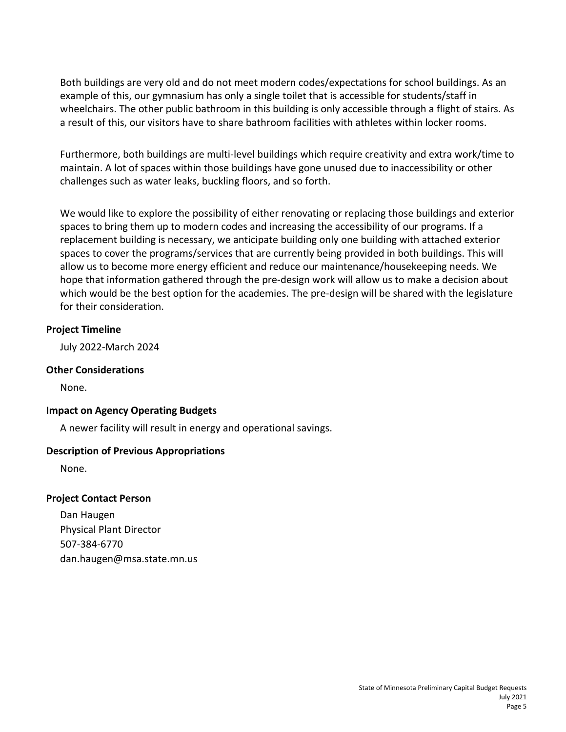Both buildings are very old and do not meet modern codes/expectations for school buildings. As an example of this, our gymnasium has only a single toilet that is accessible for students/staff in wheelchairs. The other public bathroom in this building is only accessible through a flight of stairs. As a result of this, our visitors have to share bathroom facilities with athletes within locker rooms.

Furthermore, both buildings are multi-level buildings which require creativity and extra work/time to maintain. A lot of spaces within those buildings have gone unused due to inaccessibility or other challenges such as water leaks, buckling floors, and so forth.

We would like to explore the possibility of either renovating or replacing those buildings and exterior spaces to bring them up to modern codes and increasing the accessibility of our programs. If a replacement building is necessary, we anticipate building only one building with attached exterior spaces to cover the programs/services that are currently being provided in both buildings. This will allow us to become more energy efficient and reduce our maintenance/housekeeping needs. We hope that information gathered through the pre-design work will allow us to make a decision about which would be the best option for the academies. The pre-design will be shared with the legislature for their consideration.

**Project Timeline**

July 2022-March 2024

**Other Considerations**

None.

**Impact on Agency Operating Budgets**

A newer facility will result in energy and operational savings.

**Description of Previous Appropriations**

None.

**Project Contact Person**

Dan Haugen
Physical Plant Director
507-384-6770
dan.haugen@msa.state.mn.us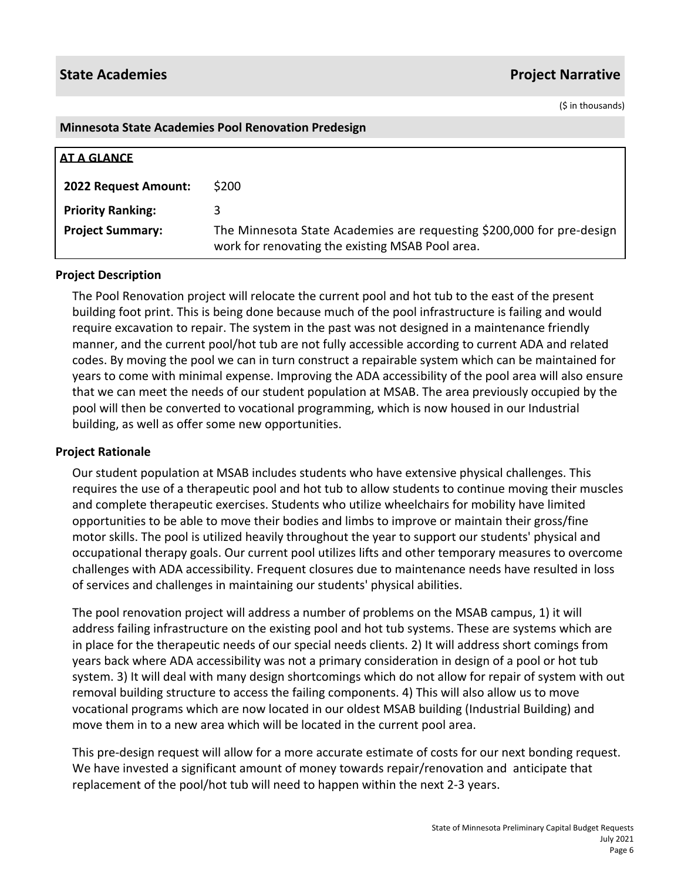## State Academies

**Project Narrative**

($ in thousands)

### Minnesota State Academies Pool Renovation Predesign

**AT A GLANCE**

| | |
|---|---|
| **2022 Request Amount:** | $200 |
| **Priority Ranking:** | 3 |
| **Project Summary:** | The Minnesota State Academies are requesting $200,000 for pre-design work for renovating the existing MSAB Pool area. |

### Project Description

The Pool Renovation project will relocate the current pool and hot tub to the east of the present building foot print. This is being done because much of the pool infrastructure is failing and would require excavation to repair. The system in the past was not designed in a maintenance friendly manner, and the current pool/hot tub are not fully accessible according to current ADA and related codes. By moving the pool we can in turn construct a repairable system which can be maintained for years to come with minimal expense. Improving the ADA accessibility of the pool area will also ensure that we can meet the needs of our student population at MSAB. The area previously occupied by the pool will then be converted to vocational programming, which is now housed in our Industrial building, as well as offer some new opportunities.

### Project Rationale

Our student population at MSAB includes students who have extensive physical challenges. This requires the use of a therapeutic pool and hot tub to allow students to continue moving their muscles and complete therapeutic exercises. Students who utilize wheelchairs for mobility have limited opportunities to be able to move their bodies and limbs to improve or maintain their gross/fine motor skills. The pool is utilized heavily throughout the year to support our students' physical and occupational therapy goals. Our current pool utilizes lifts and other temporary measures to overcome challenges with ADA accessibility. Frequent closures due to maintenance needs have resulted in loss of services and challenges in maintaining our students' physical abilities.

The pool renovation project will address a number of problems on the MSAB campus, 1) it will address failing infrastructure on the existing pool and hot tub systems. These are systems which are in place for the therapeutic needs of our special needs clients. 2) It will address short comings from years back where ADA accessibility was not a primary consideration in design of a pool or hot tub system. 3) It will deal with many design shortcomings which do not allow for repair of system with out removal building structure to access the failing components. 4) This will also allow us to move vocational programs which are now located in our oldest MSAB building (Industrial Building) and move them in to a new area which will be located in the current pool area.

This pre-design request will allow for a more accurate estimate of costs for our next bonding request. We have invested a significant amount of money towards repair/renovation and anticipate that replacement of the pool/hot tub will need to happen within the next 2-3 years.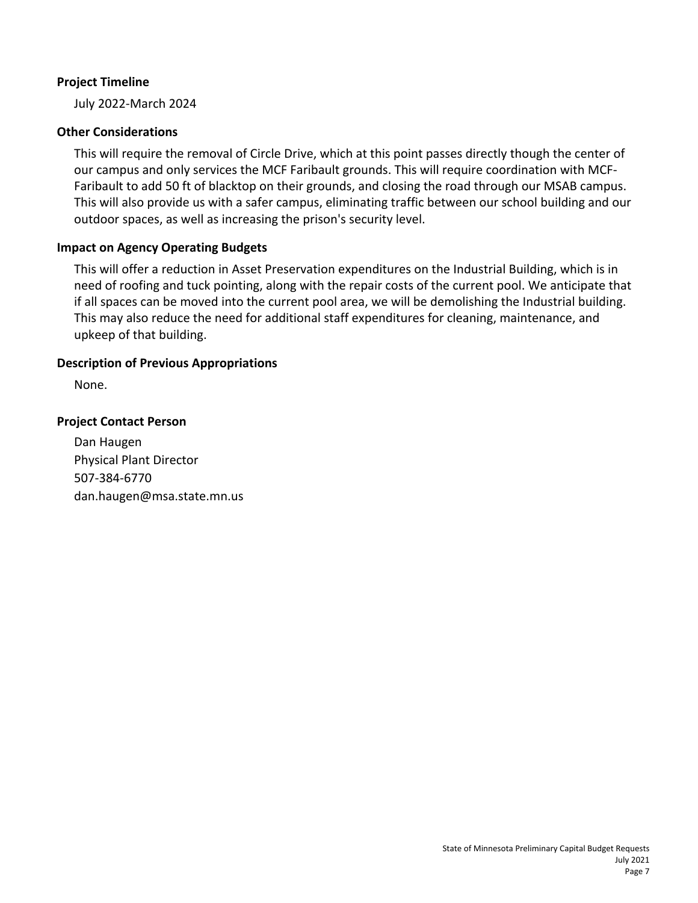### Project Timeline

July 2022-March 2024

### Other Considerations

This will require the removal of Circle Drive, which at this point passes directly though the center of our campus and only services the MCF Faribault grounds. This will require coordination with MCF-Faribault to add 50 ft of blacktop on their grounds, and closing the road through our MSAB campus. This will also provide us with a safer campus, eliminating traffic between our school building and our outdoor spaces, as well as increasing the prison's security level.

### Impact on Agency Operating Budgets

This will offer a reduction in Asset Preservation expenditures on the Industrial Building, which is in need of roofing and tuck pointing, along with the repair costs of the current pool. We anticipate that if all spaces can be moved into the current pool area, we will be demolishing the Industrial building. This may also reduce the need for additional staff expenditures for cleaning, maintenance, and upkeep of that building.

### Description of Previous Appropriations

None.

### Project Contact Person

Dan Haugen
Physical Plant Director
507-384-6770
dan.haugen@msa.state.mn.us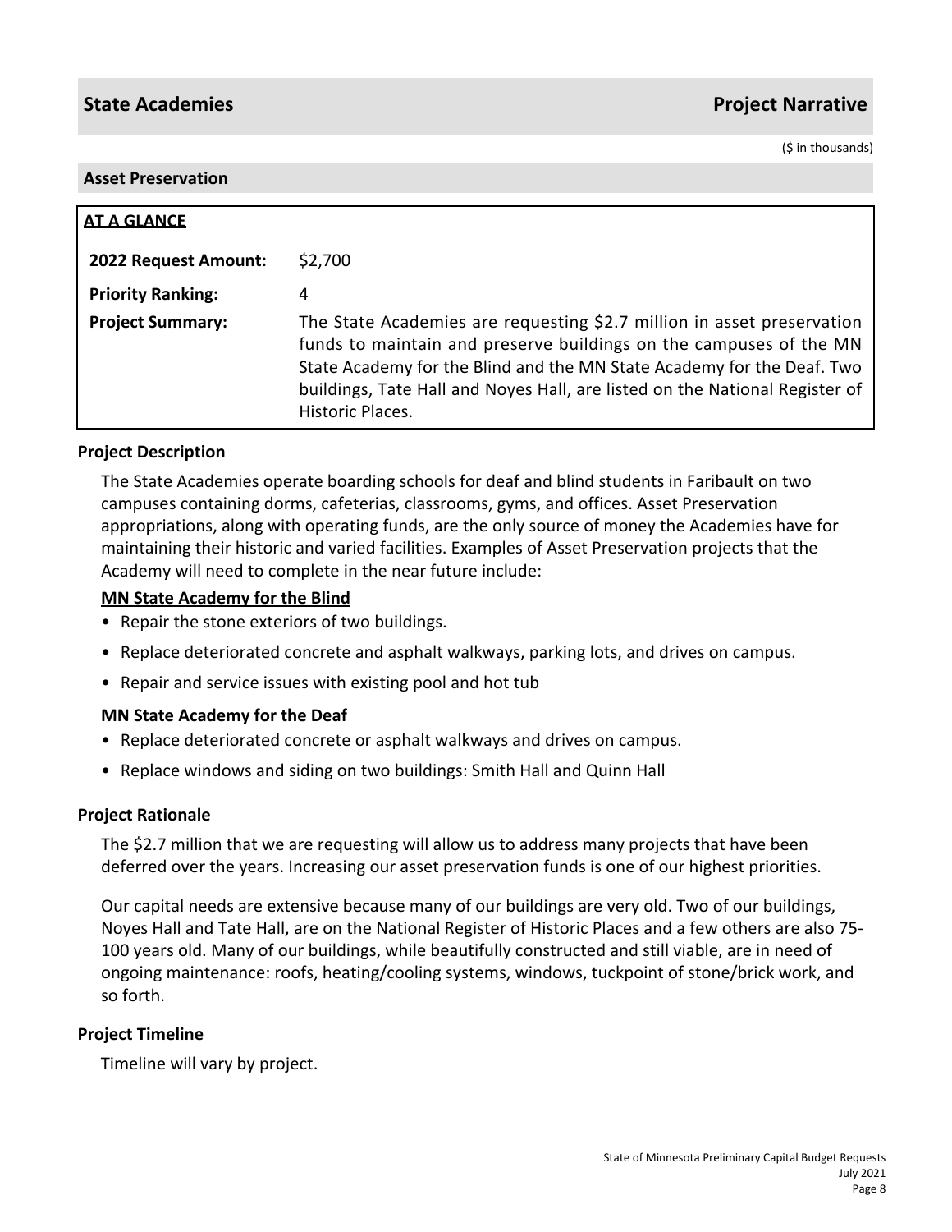## State Academies — Project Narrative

($ in thousands)

### Asset Preservation

| AT A GLANCE | |
|---|---|
| **2022 Request Amount:** | $2,700 |
| **Priority Ranking:** | 4 |
| **Project Summary:** | The State Academies are requesting $2.7 million in asset preservation funds to maintain and preserve buildings on the campuses of the MN State Academy for the Blind and the MN State Academy for the Deaf. Two buildings, Tate Hall and Noyes Hall, are listed on the National Register of Historic Places. |

### Project Description

The State Academies operate boarding schools for deaf and blind students in Faribault on two campuses containing dorms, cafeterias, classrooms, gyms, and offices. Asset Preservation appropriations, along with operating funds, are the only source of money the Academies have for maintaining their historic and varied facilities. Examples of Asset Preservation projects that the Academy will need to complete in the near future include:

**MN State Academy for the Blind**

- Repair the stone exteriors of two buildings.
- Replace deteriorated concrete and asphalt walkways, parking lots, and drives on campus.
- Repair and service issues with existing pool and hot tub

**MN State Academy for the Deaf**

- Replace deteriorated concrete or asphalt walkways and drives on campus.
- Replace windows and siding on two buildings: Smith Hall and Quinn Hall

### Project Rationale

The $2.7 million that we are requesting will allow us to address many projects that have been deferred over the years. Increasing our asset preservation funds is one of our highest priorities.

Our capital needs are extensive because many of our buildings are very old. Two of our buildings, Noyes Hall and Tate Hall, are on the National Register of Historic Places and a few others are also 75-100 years old. Many of our buildings, while beautifully constructed and still viable, are in need of ongoing maintenance: roofs, heating/cooling systems, windows, tuckpoint of stone/brick work, and so forth.

### Project Timeline

Timeline will vary by project.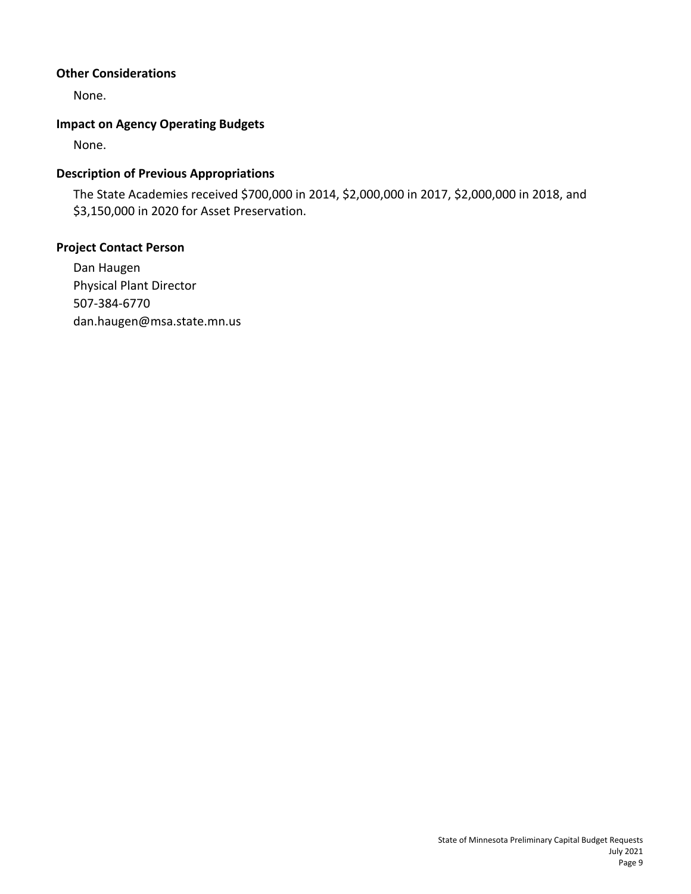### Other Considerations

None.

### Impact on Agency Operating Budgets

None.

### Description of Previous Appropriations

The State Academies received $700,000 in 2014, $2,000,000 in 2017, $2,000,000 in 2018, and $3,150,000 in 2020 for Asset Preservation.

### Project Contact Person

Dan Haugen
Physical Plant Director
507-384-6770
dan.haugen@msa.state.mn.us